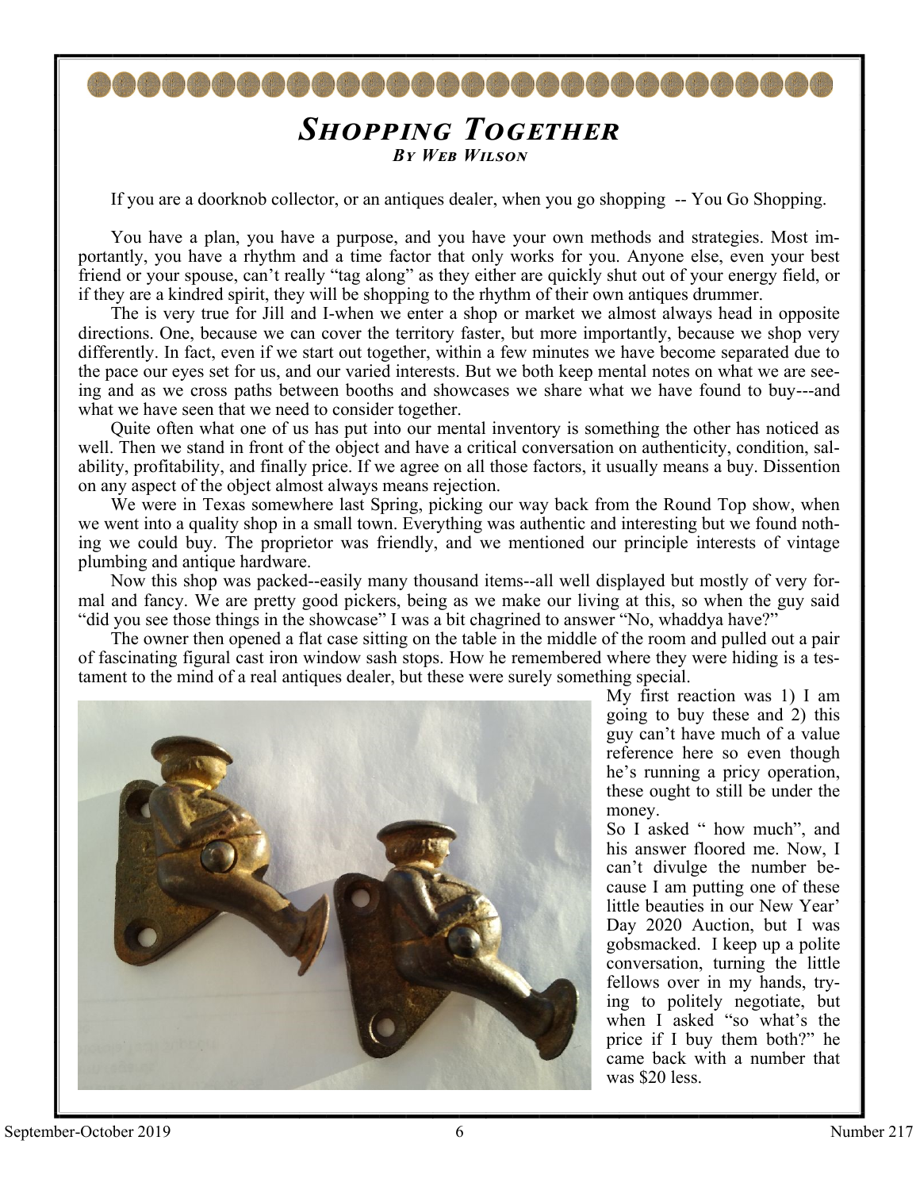# *Shopping Together*

***By Web Wilson***

If you are a doorknob collector, or an antiques dealer, when you go shopping -- You Go Shopping.

You have a plan, you have a purpose, and you have your own methods and strategies. Most importantly, you have a rhythm and a time factor that only works for you. Anyone else, even your best friend or your spouse, can't really "tag along" as they either are quickly shut out of your energy field, or if they are a kindred spirit, they will be shopping to the rhythm of their own antiques drummer.

The is very true for Jill and I-when we enter a shop or market we almost always head in opposite directions. One, because we can cover the territory faster, but more importantly, because we shop very differently. In fact, even if we start out together, within a few minutes we have become separated due to the pace our eyes set for us, and our varied interests. But we both keep mental notes on what we are seeing and as we cross paths between booths and showcases we share what we have found to buy---and what we have seen that we need to consider together.

Quite often what one of us has put into our mental inventory is something the other has noticed as well. Then we stand in front of the object and have a critical conversation on authenticity, condition, salability, profitability, and finally price. If we agree on all those factors, it usually means a buy. Dissention on any aspect of the object almost always means rejection.

We were in Texas somewhere last Spring, picking our way back from the Round Top show, when we went into a quality shop in a small town. Everything was authentic and interesting but we found nothing we could buy. The proprietor was friendly, and we mentioned our principle interests of vintage plumbing and antique hardware.

Now this shop was packed--easily many thousand items--all well displayed but mostly of very formal and fancy. We are pretty good pickers, being as we make our living at this, so when the guy said "did you see those things in the showcase" I was a bit chagrined to answer "No, whaddya have?"

The owner then opened a flat case sitting on the table in the middle of the room and pulled out a pair of fascinating figural cast iron window sash stops. How he remembered where they were hiding is a testament to the mind of a real antiques dealer, but these were surely something special.

My first reaction was 1) I am going to buy these and 2) this guy can't have much of a value reference here so even though he's running a pricy operation, these ought to still be under the money.

So I asked " how much", and his answer floored me. Now, I can't divulge the number because I am putting one of these little beauties in our New Year' Day 2020 Auction, but I was gobsmacked. I keep up a polite conversation, turning the little fellows over in my hands, trying to politely negotiate, but when I asked "so what's the price if I buy them both?" he came back with a number that was $20 less.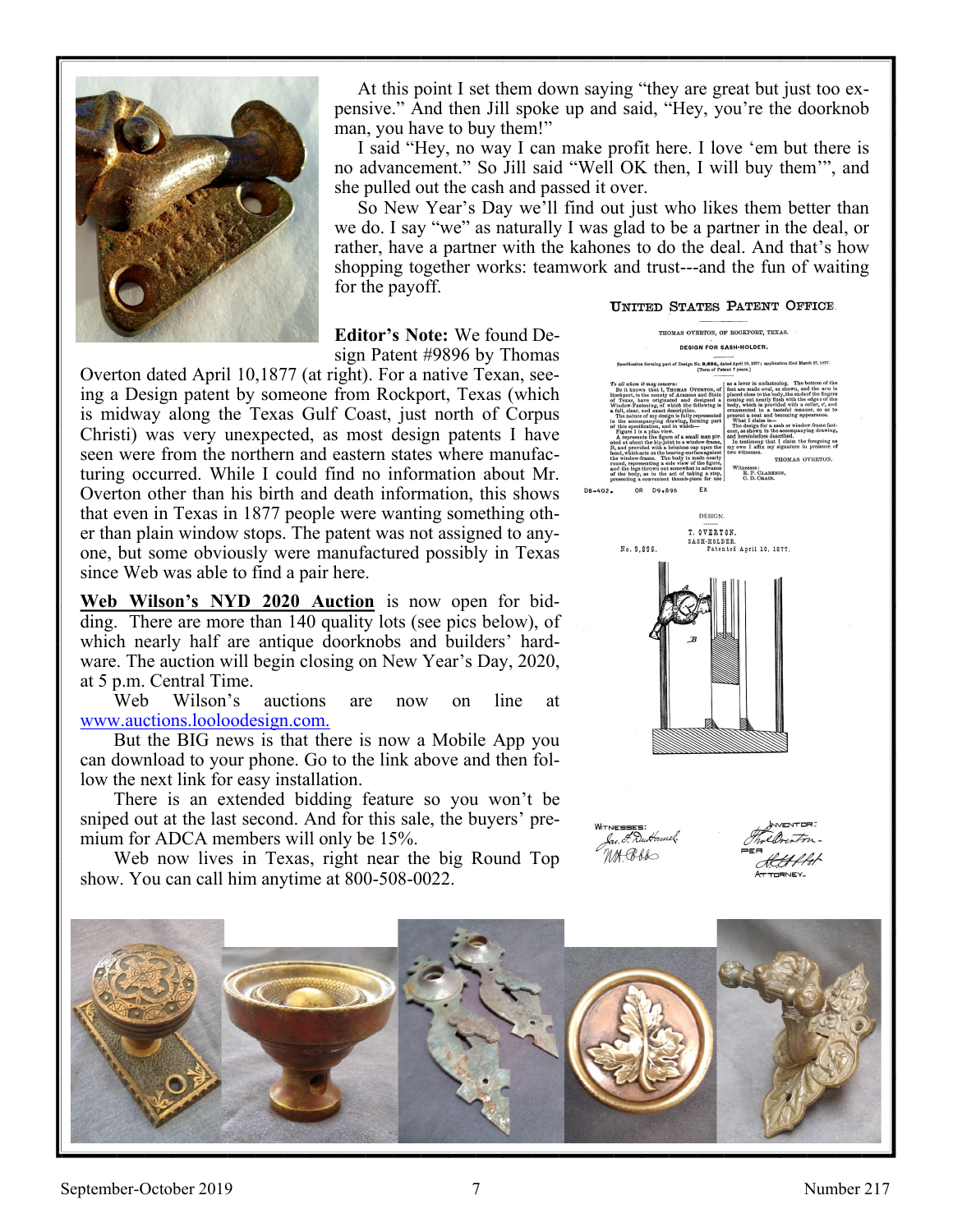At this point I set them down saying "they are great but just too expensive." And then Jill spoke up and said, "Hey, you're the doorknob man, you have to buy them!"

I said "Hey, no way I can make profit here. I love 'em but there is no advancement." So Jill said "Well OK then, I will buy them'", and she pulled out the cash and passed it over.

So New Year's Day we'll find out just who likes them better than we do. I say "we" as naturally I was glad to be a partner in the deal, or rather, have a partner with the kahones to do the deal. And that's how shopping together works: teamwork and trust---and the fun of waiting for the payoff.

**Editor's Note:** We found Design Patent #9896 by Thomas Overton dated April 10,1877 (at right). For a native Texan, seeing a Design patent by someone from Rockport, Texas (which is midway along the Texas Gulf Coast, just north of Corpus Christi) was very unexpected, as most design patents I have seen were from the northern and eastern states where manufacturing occurred. While I could find no information about Mr. Overton other than his birth and death information, this shows that even in Texas in 1877 people were wanting something other than plain window stops. The patent was not assigned to anyone, but some obviously were manufactured possibly in Texas since Web was able to find a pair here.

**Web Wilson's NYD 2020 Auction** is now open for bidding. There are more than 140 quality lots (see pics below), of which nearly half are antique doorknobs and builders' hardware. The auction will begin closing on New Year's Day, 2020, at 5 p.m. Central Time.

Web Wilson's auctions are now on line at www.auctions.looloodesign.com.

But the BIG news is that there is now a Mobile App you can download to your phone. Go to the link above and follow the next link for easy installation.

There is an extended bidding feature so you won't be sniped out at the last second. And for this sale, the buyers' premium for ADCA members will only be 15%.

Web now lives in Texas, right near the big Round Top show. You can call him anytime at 800-508-0022.